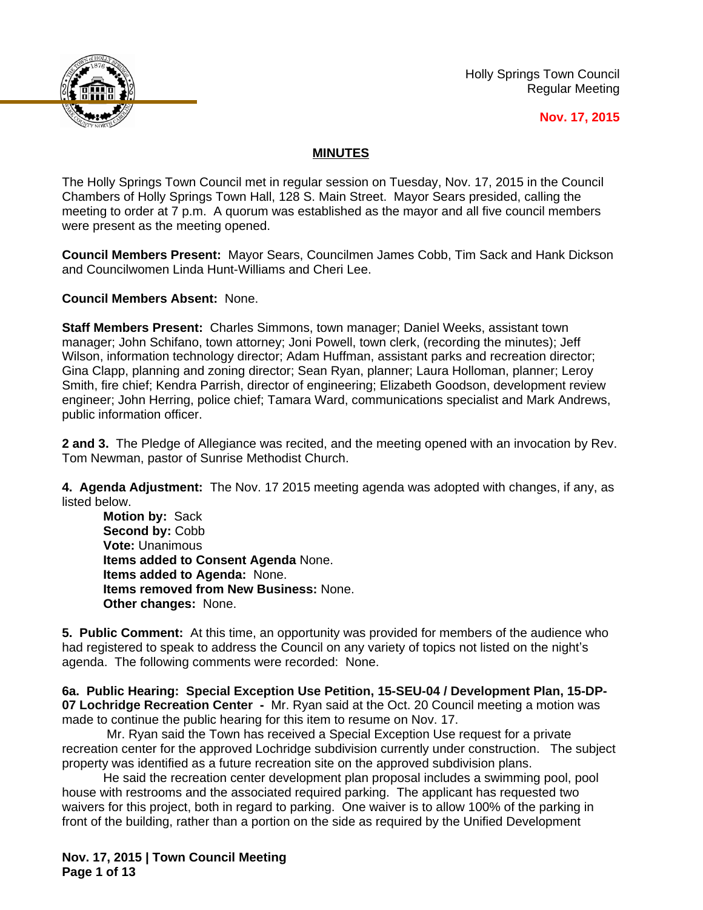Holly Springs Town Council
Regular Meeting

**Nov. 17, 2015**

## MINUTES

The Holly Springs Town Council met in regular session on Tuesday, Nov. 17, 2015 in the Council Chambers of Holly Springs Town Hall, 128 S. Main Street. Mayor Sears presided, calling the meeting to order at 7 p.m. A quorum was established as the mayor and all five council members were present as the meeting opened.

**Council Members Present:** Mayor Sears, Councilmen James Cobb, Tim Sack and Hank Dickson and Councilwomen Linda Hunt-Williams and Cheri Lee.

**Council Members Absent:** None.

**Staff Members Present:** Charles Simmons, town manager; Daniel Weeks, assistant town manager; John Schifano, town attorney; Joni Powell, town clerk, (recording the minutes); Jeff Wilson, information technology director; Adam Huffman, assistant parks and recreation director; Gina Clapp, planning and zoning director; Sean Ryan, planner; Laura Holloman, planner; Leroy Smith, fire chief; Kendra Parrish, director of engineering; Elizabeth Goodson, development review engineer; John Herring, police chief; Tamara Ward, communications specialist and Mark Andrews, public information officer.

**2 and 3.** The Pledge of Allegiance was recited, and the meeting opened with an invocation by Rev. Tom Newman, pastor of Sunrise Methodist Church.

**4. Agenda Adjustment:** The Nov. 17 2015 meeting agenda was adopted with changes, if any, as listed below.

**Motion by:** Sack
**Second by:** Cobb
**Vote:** Unanimous
**Items added to Consent Agenda** None.
**Items added to Agenda:** None.
**Items removed from New Business:** None.
**Other changes:** None.

**5. Public Comment:** At this time, an opportunity was provided for members of the audience who had registered to speak to address the Council on any variety of topics not listed on the night's agenda. The following comments were recorded: None.

**6a. Public Hearing: Special Exception Use Petition, 15-SEU-04 / Development Plan, 15-DP-07 Lochridge Recreation Center -** Mr. Ryan said at the Oct. 20 Council meeting a motion was made to continue the public hearing for this item to resume on Nov. 17.

Mr. Ryan said the Town has received a Special Exception Use request for a private recreation center for the approved Lochridge subdivision currently under construction. The subject property was identified as a future recreation site on the approved subdivision plans.

He said the recreation center development plan proposal includes a swimming pool, pool house with restrooms and the associated required parking. The applicant has requested two waivers for this project, both in regard to parking. One waiver is to allow 100% of the parking in front of the building, rather than a portion on the side as required by the Unified Development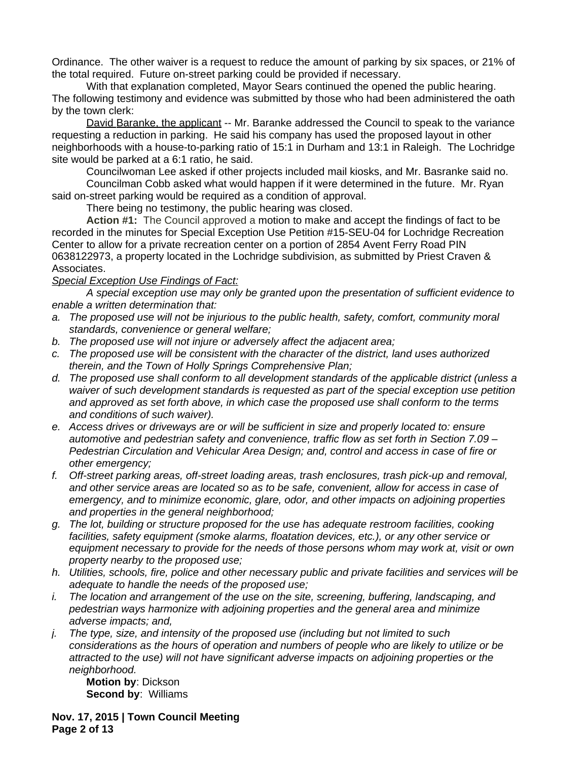Ordinance. The other waiver is a request to reduce the amount of parking by six spaces, or 21% of the total required. Future on-street parking could be provided if necessary.

With that explanation completed, Mayor Sears continued the opened the public hearing. The following testimony and evidence was submitted by those who had been administered the oath by the town clerk:

David Baranke, the applicant -- Mr. Baranke addressed the Council to speak to the variance requesting a reduction in parking. He said his company has used the proposed layout in other neighborhoods with a house-to-parking ratio of 15:1 in Durham and 13:1 in Raleigh. The Lochridge site would be parked at a 6:1 ratio, he said.

Councilwoman Lee asked if other projects included mail kiosks, and Mr. Basranke said no.

Councilman Cobb asked what would happen if it were determined in the future. Mr. Ryan said on-street parking would be required as a condition of approval.

There being no testimony, the public hearing was closed.

**Action #1:** The Council approved a motion to make and accept the findings of fact to be recorded in the minutes for Special Exception Use Petition #15-SEU-04 for Lochridge Recreation Center to allow for a private recreation center on a portion of 2854 Avent Ferry Road PIN 0638122973, a property located in the Lochridge subdivision, as submitted by Priest Craven & Associates.

*Special Exception Use Findings of Fact:*

*A special exception use may only be granted upon the presentation of sufficient evidence to enable a written determination that:*

a. *The proposed use will not be injurious to the public health, safety, comfort, community moral standards, convenience or general welfare;*
b. *The proposed use will not injure or adversely affect the adjacent area;*
c. *The proposed use will be consistent with the character of the district, land uses authorized therein, and the Town of Holly Springs Comprehensive Plan;*
d. *The proposed use shall conform to all development standards of the applicable district (unless a waiver of such development standards is requested as part of the special exception use petition and approved as set forth above, in which case the proposed use shall conform to the terms and conditions of such waiver).*
e. *Access drives or driveways are or will be sufficient in size and properly located to: ensure automotive and pedestrian safety and convenience, traffic flow as set forth in Section 7.09 – Pedestrian Circulation and Vehicular Area Design; and, control and access in case of fire or other emergency;*
f. *Off-street parking areas, off-street loading areas, trash enclosures, trash pick-up and removal, and other service areas are located so as to be safe, convenient, allow for access in case of emergency, and to minimize economic, glare, odor, and other impacts on adjoining properties and properties in the general neighborhood;*
g. *The lot, building or structure proposed for the use has adequate restroom facilities, cooking facilities, safety equipment (smoke alarms, floatation devices, etc.), or any other service or equipment necessary to provide for the needs of those persons whom may work at, visit or own property nearby to the proposed use;*
h. *Utilities, schools, fire, police and other necessary public and private facilities and services will be adequate to handle the needs of the proposed use;*
i. *The location and arrangement of the use on the site, screening, buffering, landscaping, and pedestrian ways harmonize with adjoining properties and the general area and minimize adverse impacts; and,*
j. *The type, size, and intensity of the proposed use (including but not limited to such considerations as the hours of operation and numbers of people who are likely to utilize or be attracted to the use) will not have significant adverse impacts on adjoining properties or the neighborhood.*

**Motion by**: Dickson
**Second by**: Williams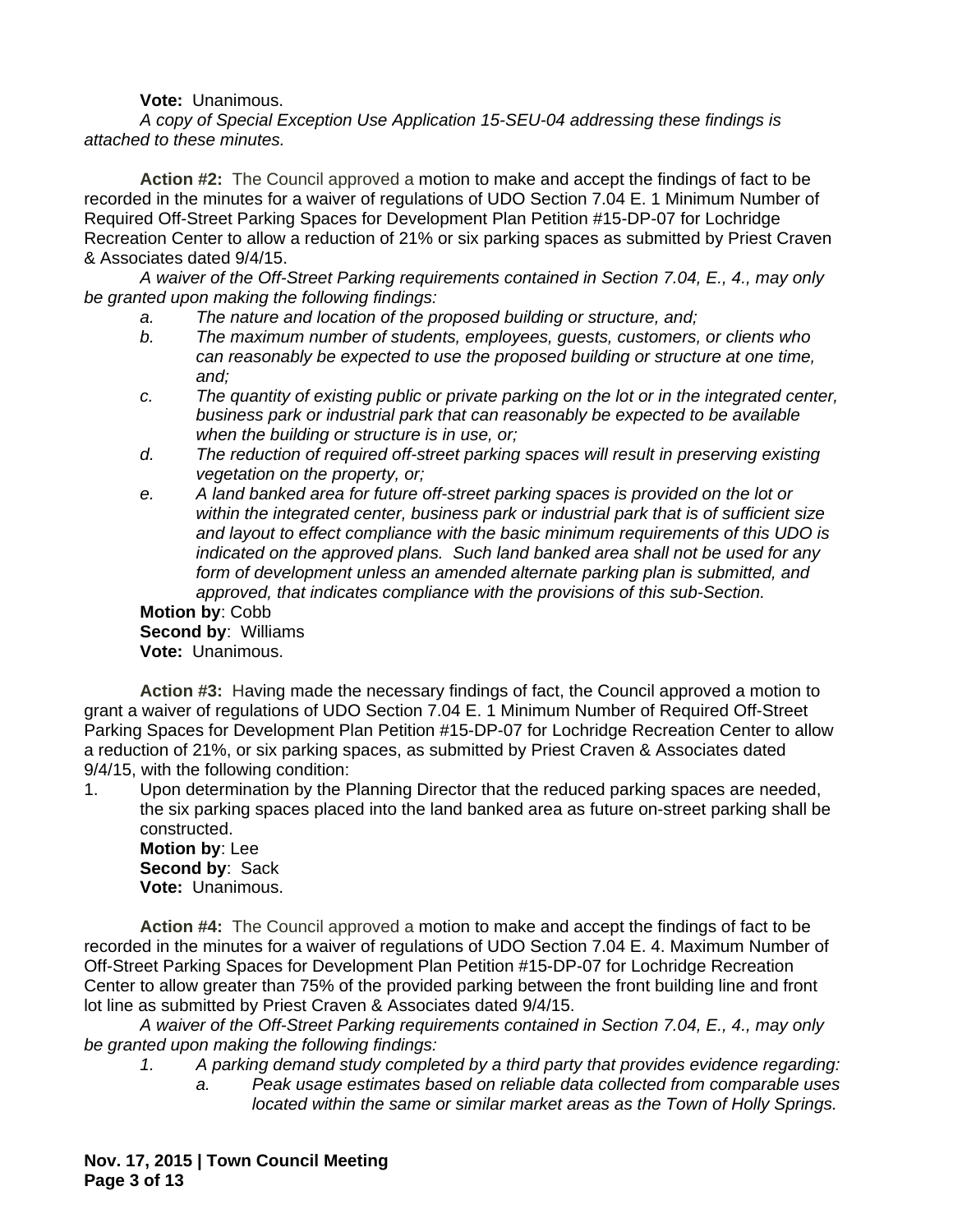**Vote:** Unanimous.

*A copy of Special Exception Use Application 15-SEU-04 addressing these findings is attached to these minutes.*

**Action #2:** The Council approved a motion to make and accept the findings of fact to be recorded in the minutes for a waiver of regulations of UDO Section 7.04 E. 1 Minimum Number of Required Off-Street Parking Spaces for Development Plan Petition #15-DP-07 for Lochridge Recreation Center to allow a reduction of 21% or six parking spaces as submitted by Priest Craven & Associates dated 9/4/15.

*A waiver of the Off-Street Parking requirements contained in Section 7.04, E., 4., may only be granted upon making the following findings:*

- *a. The nature and location of the proposed building or structure, and;*
- *b. The maximum number of students, employees, guests, customers, or clients who can reasonably be expected to use the proposed building or structure at one time, and;*
- *c. The quantity of existing public or private parking on the lot or in the integrated center, business park or industrial park that can reasonably be expected to be available when the building or structure is in use, or;*
- *d. The reduction of required off-street parking spaces will result in preserving existing vegetation on the property, or;*
- *e. A land banked area for future off-street parking spaces is provided on the lot or within the integrated center, business park or industrial park that is of sufficient size and layout to effect compliance with the basic minimum requirements of this UDO is indicated on the approved plans. Such land banked area shall not be used for any form of development unless an amended alternate parking plan is submitted, and approved, that indicates compliance with the provisions of this sub-Section.*

**Motion by**: Cobb
**Second by**: Williams
**Vote:** Unanimous.

**Action #3:** Having made the necessary findings of fact, the Council approved a motion to grant a waiver of regulations of UDO Section 7.04 E. 1 Minimum Number of Required Off-Street Parking Spaces for Development Plan Petition #15-DP-07 for Lochridge Recreation Center to allow a reduction of 21%, or six parking spaces, as submitted by Priest Craven & Associates dated 9/4/15, with the following condition:

1. Upon determination by the Planning Director that the reduced parking spaces are needed, the six parking spaces placed into the land banked area as future on-street parking shall be constructed.

**Motion by**: Lee
**Second by**: Sack
**Vote:** Unanimous.

**Action #4:** The Council approved a motion to make and accept the findings of fact to be recorded in the minutes for a waiver of regulations of UDO Section 7.04 E. 4. Maximum Number of Off-Street Parking Spaces for Development Plan Petition #15-DP-07 for Lochridge Recreation Center to allow greater than 75% of the provided parking between the front building line and front lot line as submitted by Priest Craven & Associates dated 9/4/15.

*A waiver of the Off-Street Parking requirements contained in Section 7.04, E., 4., may only be granted upon making the following findings:*

1. *A parking demand study completed by a third party that provides evidence regarding:*
   - *a. Peak usage estimates based on reliable data collected from comparable uses located within the same or similar market areas as the Town of Holly Springs.*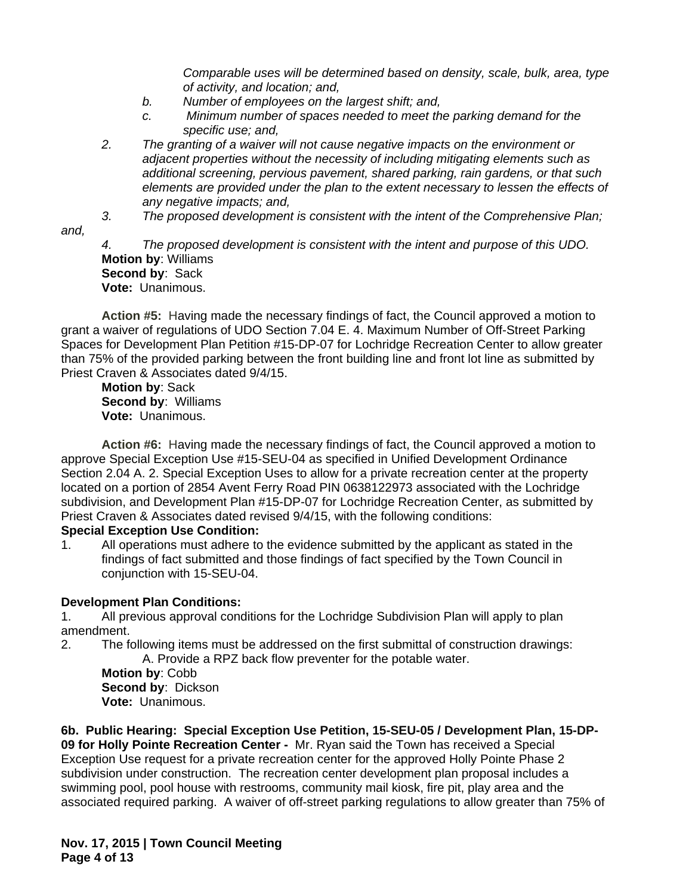*Comparable uses will be determined based on density, scale, bulk, area, type of activity, and location; and,*

*b. Number of employees on the largest shift; and,*

*c. Minimum number of spaces needed to meet the parking demand for the specific use; and,*

*2. The granting of a waiver will not cause negative impacts on the environment or adjacent properties without the necessity of including mitigating elements such as additional screening, pervious pavement, shared parking, rain gardens, or that such elements are provided under the plan to the extent necessary to lessen the effects of any negative impacts; and,*

*3. The proposed development is consistent with the intent of the Comprehensive Plan; and,*

*4. The proposed development is consistent with the intent and purpose of this UDO.*

**Motion by**: Williams
**Second by**: Sack
**Vote:** Unanimous.

**Action #5:** Having made the necessary findings of fact, the Council approved a motion to grant a waiver of regulations of UDO Section 7.04 E. 4. Maximum Number of Off-Street Parking Spaces for Development Plan Petition #15-DP-07 for Lochridge Recreation Center to allow greater than 75% of the provided parking between the front building line and front lot line as submitted by Priest Craven & Associates dated 9/4/15.

**Motion by**: Sack
**Second by**: Williams
**Vote:** Unanimous.

**Action #6:** Having made the necessary findings of fact, the Council approved a motion to approve Special Exception Use #15-SEU-04 as specified in Unified Development Ordinance Section 2.04 A. 2. Special Exception Uses to allow for a private recreation center at the property located on a portion of 2854 Avent Ferry Road PIN 0638122973 associated with the Lochridge subdivision, and Development Plan #15-DP-07 for Lochridge Recreation Center, as submitted by Priest Craven & Associates dated revised 9/4/15, with the following conditions:

**Special Exception Use Condition:**

1. All operations must adhere to the evidence submitted by the applicant as stated in the findings of fact submitted and those findings of fact specified by the Town Council in conjunction with 15-SEU-04.

**Development Plan Conditions:**

1. All previous approval conditions for the Lochridge Subdivision Plan will apply to plan amendment.
2. The following items must be addressed on the first submittal of construction drawings:
   A. Provide a RPZ back flow preventer for the potable water.

**Motion by**: Cobb
**Second by**: Dickson
**Vote:** Unanimous.

**6b. Public Hearing: Special Exception Use Petition, 15-SEU-05 / Development Plan, 15-DP-09 for Holly Pointe Recreation Center -** Mr. Ryan said the Town has received a Special Exception Use request for a private recreation center for the approved Holly Pointe Phase 2 subdivision under construction. The recreation center development plan proposal includes a swimming pool, pool house with restrooms, community mail kiosk, fire pit, play area and the associated required parking. A waiver of off-street parking regulations to allow greater than 75% of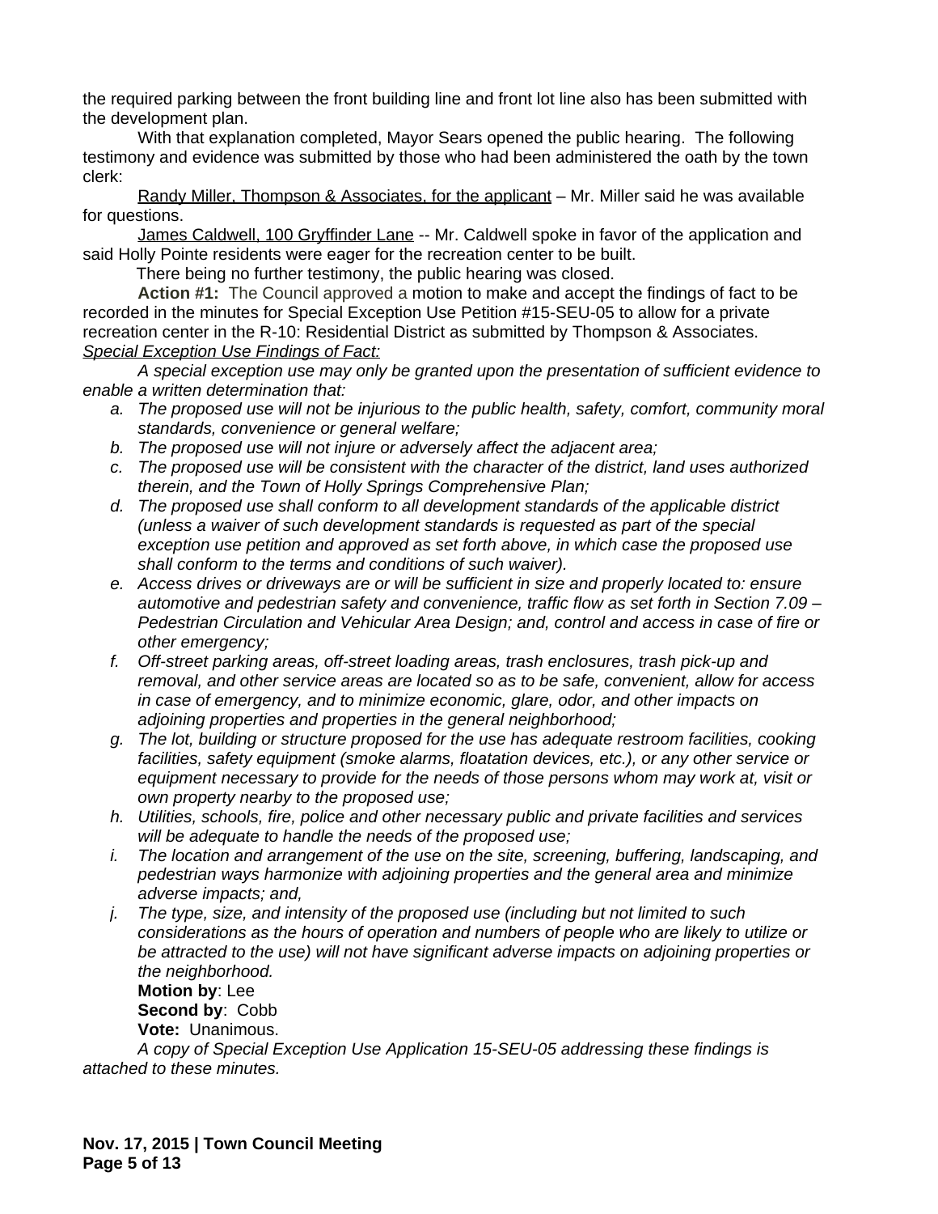the required parking between the front building line and front lot line also has been submitted with the development plan.

With that explanation completed, Mayor Sears opened the public hearing. The following testimony and evidence was submitted by those who had been administered the oath by the town clerk:

Randy Miller, Thompson & Associates, for the applicant – Mr. Miller said he was available for questions.

James Caldwell, 100 Gryffinder Lane -- Mr. Caldwell spoke in favor of the application and said Holly Pointe residents were eager for the recreation center to be built.

There being no further testimony, the public hearing was closed.

**Action #1:** The Council approved a motion to make and accept the findings of fact to be recorded in the minutes for Special Exception Use Petition #15-SEU-05 to allow for a private recreation center in the R-10: Residential District as submitted by Thompson & Associates.

*Special Exception Use Findings of Fact:*

*A special exception use may only be granted upon the presentation of sufficient evidence to enable a written determination that:*

a. *The proposed use will not be injurious to the public health, safety, comfort, community moral standards, convenience or general welfare;*
b. *The proposed use will not injure or adversely affect the adjacent area;*
c. *The proposed use will be consistent with the character of the district, land uses authorized therein, and the Town of Holly Springs Comprehensive Plan;*
d. *The proposed use shall conform to all development standards of the applicable district (unless a waiver of such development standards is requested as part of the special exception use petition and approved as set forth above, in which case the proposed use shall conform to the terms and conditions of such waiver).*
e. *Access drives or driveways are or will be sufficient in size and properly located to: ensure automotive and pedestrian safety and convenience, traffic flow as set forth in Section 7.09 – Pedestrian Circulation and Vehicular Area Design; and, control and access in case of fire or other emergency;*
f. *Off-street parking areas, off-street loading areas, trash enclosures, trash pick-up and removal, and other service areas are located so as to be safe, convenient, allow for access in case of emergency, and to minimize economic, glare, odor, and other impacts on adjoining properties and properties in the general neighborhood;*
g. *The lot, building or structure proposed for the use has adequate restroom facilities, cooking facilities, safety equipment (smoke alarms, floatation devices, etc.), or any other service or equipment necessary to provide for the needs of those persons whom may work at, visit or own property nearby to the proposed use;*
h. *Utilities, schools, fire, police and other necessary public and private facilities and services will be adequate to handle the needs of the proposed use;*
i. *The location and arrangement of the use on the site, screening, buffering, landscaping, and pedestrian ways harmonize with adjoining properties and the general area and minimize adverse impacts; and,*
j. *The type, size, and intensity of the proposed use (including but not limited to such considerations as the hours of operation and numbers of people who are likely to utilize or be attracted to the use) will not have significant adverse impacts on adjoining properties or the neighborhood.*

**Motion by**: Lee
**Second by**: Cobb
**Vote:** Unanimous.

*A copy of Special Exception Use Application 15-SEU-05 addressing these findings is attached to these minutes.*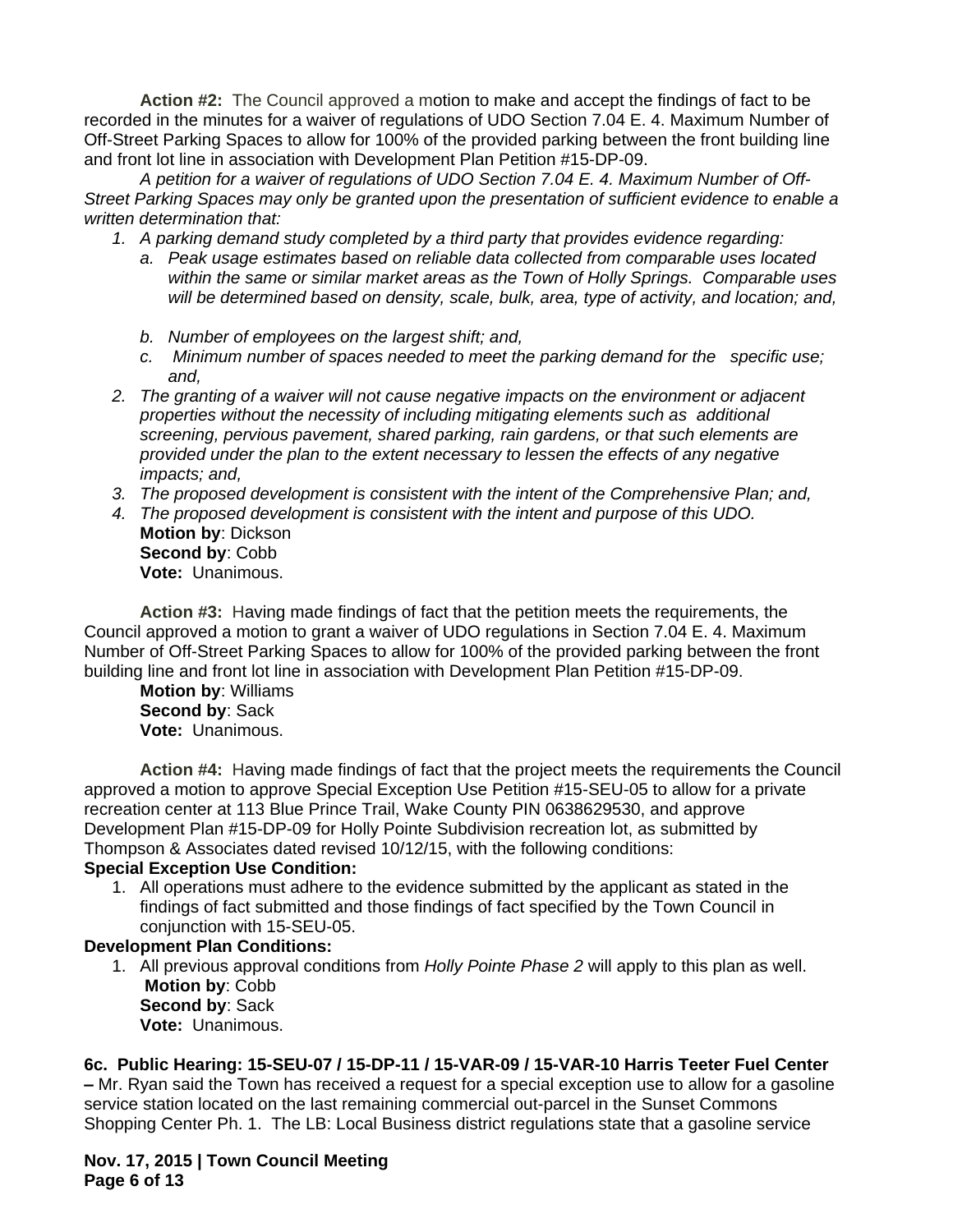**Action #2:** The Council approved a motion to make and accept the findings of fact to be recorded in the minutes for a waiver of regulations of UDO Section 7.04 E. 4. Maximum Number of Off-Street Parking Spaces to allow for 100% of the provided parking between the front building line and front lot line in association with Development Plan Petition #15-DP-09.

*A petition for a waiver of regulations of UDO Section 7.04 E. 4. Maximum Number of Off-Street Parking Spaces may only be granted upon the presentation of sufficient evidence to enable a written determination that:*

1. *A parking demand study completed by a third party that provides evidence regarding:*
   a. *Peak usage estimates based on reliable data collected from comparable uses located within the same or similar market areas as the Town of Holly Springs. Comparable uses will be determined based on density, scale, bulk, area, type of activity, and location; and,*
   b. *Number of employees on the largest shift; and,*
   c. *Minimum number of spaces needed to meet the parking demand for the specific use; and,*
2. *The granting of a waiver will not cause negative impacts on the environment or adjacent properties without the necessity of including mitigating elements such as additional screening, pervious pavement, shared parking, rain gardens, or that such elements are provided under the plan to the extent necessary to lessen the effects of any negative impacts; and,*
3. *The proposed development is consistent with the intent of the Comprehensive Plan; and,*
4. *The proposed development is consistent with the intent and purpose of this UDO.*

**Motion by**: Dickson
**Second by**: Cobb
**Vote:** Unanimous.

**Action #3:** Having made findings of fact that the petition meets the requirements, the Council approved a motion to grant a waiver of UDO regulations in Section 7.04 E. 4. Maximum Number of Off-Street Parking Spaces to allow for 100% of the provided parking between the front building line and front lot line in association with Development Plan Petition #15-DP-09.

**Motion by**: Williams
**Second by**: Sack
**Vote:** Unanimous.

**Action #4:** Having made findings of fact that the project meets the requirements the Council approved a motion to approve Special Exception Use Petition #15-SEU-05 to allow for a private recreation center at 113 Blue Prince Trail, Wake County PIN 0638629530, and approve Development Plan #15-DP-09 for Holly Pointe Subdivision recreation lot, as submitted by Thompson & Associates dated revised 10/12/15, with the following conditions:

**Special Exception Use Condition:**

1. All operations must adhere to the evidence submitted by the applicant as stated in the findings of fact submitted and those findings of fact specified by the Town Council in conjunction with 15-SEU-05.

**Development Plan Conditions:**

1. All previous approval conditions from *Holly Pointe Phase 2* will apply to this plan as well.

**Motion by**: Cobb
**Second by**: Sack
**Vote:** Unanimous.

**6c. Public Hearing: 15-SEU-07 / 15-DP-11 / 15-VAR-09 / 15-VAR-10 Harris Teeter Fuel Center –** Mr. Ryan said the Town has received a request for a special exception use to allow for a gasoline service station located on the last remaining commercial out-parcel in the Sunset Commons Shopping Center Ph. 1. The LB: Local Business district regulations state that a gasoline service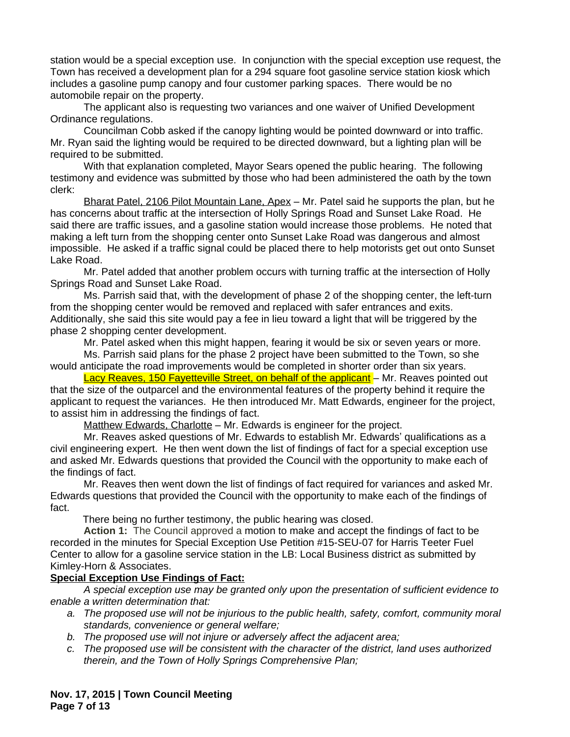station would be a special exception use. In conjunction with the special exception use request, the Town has received a development plan for a 294 square foot gasoline service station kiosk which includes a gasoline pump canopy and four customer parking spaces. There would be no automobile repair on the property.

The applicant also is requesting two variances and one waiver of Unified Development Ordinance regulations.

Councilman Cobb asked if the canopy lighting would be pointed downward or into traffic. Mr. Ryan said the lighting would be required to be directed downward, but a lighting plan will be required to be submitted.

With that explanation completed, Mayor Sears opened the public hearing. The following testimony and evidence was submitted by those who had been administered the oath by the town clerk:

Bharat Patel, 2106 Pilot Mountain Lane, Apex – Mr. Patel said he supports the plan, but he has concerns about traffic at the intersection of Holly Springs Road and Sunset Lake Road. He said there are traffic issues, and a gasoline station would increase those problems. He noted that making a left turn from the shopping center onto Sunset Lake Road was dangerous and almost impossible. He asked if a traffic signal could be placed there to help motorists get out onto Sunset Lake Road.

Mr. Patel added that another problem occurs with turning traffic at the intersection of Holly Springs Road and Sunset Lake Road.

Ms. Parrish said that, with the development of phase 2 of the shopping center, the left-turn from the shopping center would be removed and replaced with safer entrances and exits. Additionally, she said this site would pay a fee in lieu toward a light that will be triggered by the phase 2 shopping center development.

Mr. Patel asked when this might happen, fearing it would be six or seven years or more.

Ms. Parrish said plans for the phase 2 project have been submitted to the Town, so she would anticipate the road improvements would be completed in shorter order than six years.

Lacy Reaves, 150 Fayetteville Street, on behalf of the applicant – Mr. Reaves pointed out that the size of the outparcel and the environmental features of the property behind it require the applicant to request the variances. He then introduced Mr. Matt Edwards, engineer for the project, to assist him in addressing the findings of fact.

Matthew Edwards, Charlotte – Mr. Edwards is engineer for the project.

Mr. Reaves asked questions of Mr. Edwards to establish Mr. Edwards' qualifications as a civil engineering expert. He then went down the list of findings of fact for a special exception use and asked Mr. Edwards questions that provided the Council with the opportunity to make each of the findings of fact.

Mr. Reaves then went down the list of findings of fact required for variances and asked Mr. Edwards questions that provided the Council with the opportunity to make each of the findings of fact.

There being no further testimony, the public hearing was closed.

**Action 1:** The Council approved a motion to make and accept the findings of fact to be recorded in the minutes for Special Exception Use Petition #15-SEU-07 for Harris Teeter Fuel Center to allow for a gasoline service station in the LB: Local Business district as submitted by Kimley-Horn & Associates.

**Special Exception Use Findings of Fact:**

*A special exception use may be granted only upon the presentation of sufficient evidence to enable a written determination that:*

a. *The proposed use will not be injurious to the public health, safety, comfort, community moral standards, convenience or general welfare;*
b. *The proposed use will not injure or adversely affect the adjacent area;*
c. *The proposed use will be consistent with the character of the district, land uses authorized therein, and the Town of Holly Springs Comprehensive Plan;*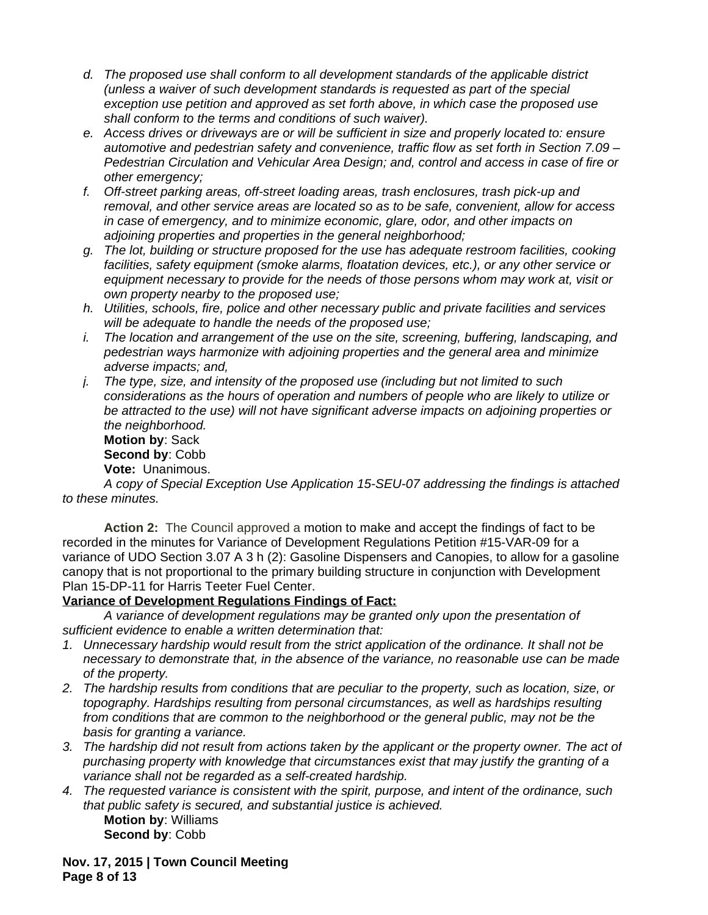- d. *The proposed use shall conform to all development standards of the applicable district (unless a waiver of such development standards is requested as part of the special exception use petition and approved as set forth above, in which case the proposed use shall conform to the terms and conditions of such waiver).*
- e. *Access drives or driveways are or will be sufficient in size and properly located to: ensure automotive and pedestrian safety and convenience, traffic flow as set forth in Section 7.09 – Pedestrian Circulation and Vehicular Area Design; and, control and access in case of fire or other emergency;*
- f. *Off-street parking areas, off-street loading areas, trash enclosures, trash pick-up and removal, and other service areas are located so as to be safe, convenient, allow for access in case of emergency, and to minimize economic, glare, odor, and other impacts on adjoining properties and properties in the general neighborhood;*
- g. *The lot, building or structure proposed for the use has adequate restroom facilities, cooking facilities, safety equipment (smoke alarms, floatation devices, etc.), or any other service or equipment necessary to provide for the needs of those persons whom may work at, visit or own property nearby to the proposed use;*
- h. *Utilities, schools, fire, police and other necessary public and private facilities and services will be adequate to handle the needs of the proposed use;*
- i. *The location and arrangement of the use on the site, screening, buffering, landscaping, and pedestrian ways harmonize with adjoining properties and the general area and minimize adverse impacts; and,*
- j. *The type, size, and intensity of the proposed use (including but not limited to such considerations as the hours of operation and numbers of people who are likely to utilize or be attracted to the use) will not have significant adverse impacts on adjoining properties or the neighborhood.*

  **Motion by**: Sack
  **Second by**: Cobb
  **Vote:** Unanimous.

*A copy of Special Exception Use Application 15-SEU-07 addressing the findings is attached to these minutes.*

**Action 2:** The Council approved a motion to make and accept the findings of fact to be recorded in the minutes for Variance of Development Regulations Petition #15-VAR-09 for a variance of UDO Section 3.07 A 3 h (2): Gasoline Dispensers and Canopies, to allow for a gasoline canopy that is not proportional to the primary building structure in conjunction with Development Plan 15-DP-11 for Harris Teeter Fuel Center.

**Variance of Development Regulations Findings of Fact:**

*A variance of development regulations may be granted only upon the presentation of sufficient evidence to enable a written determination that:*

1. *Unnecessary hardship would result from the strict application of the ordinance. It shall not be necessary to demonstrate that, in the absence of the variance, no reasonable use can be made of the property.*
2. *The hardship results from conditions that are peculiar to the property, such as location, size, or topography. Hardships resulting from personal circumstances, as well as hardships resulting from conditions that are common to the neighborhood or the general public, may not be the basis for granting a variance.*
3. *The hardship did not result from actions taken by the applicant or the property owner. The act of purchasing property with knowledge that circumstances exist that may justify the granting of a variance shall not be regarded as a self-created hardship.*
4. *The requested variance is consistent with the spirit, purpose, and intent of the ordinance, such that public safety is secured, and substantial justice is achieved.*

   **Motion by**: Williams
   **Second by**: Cobb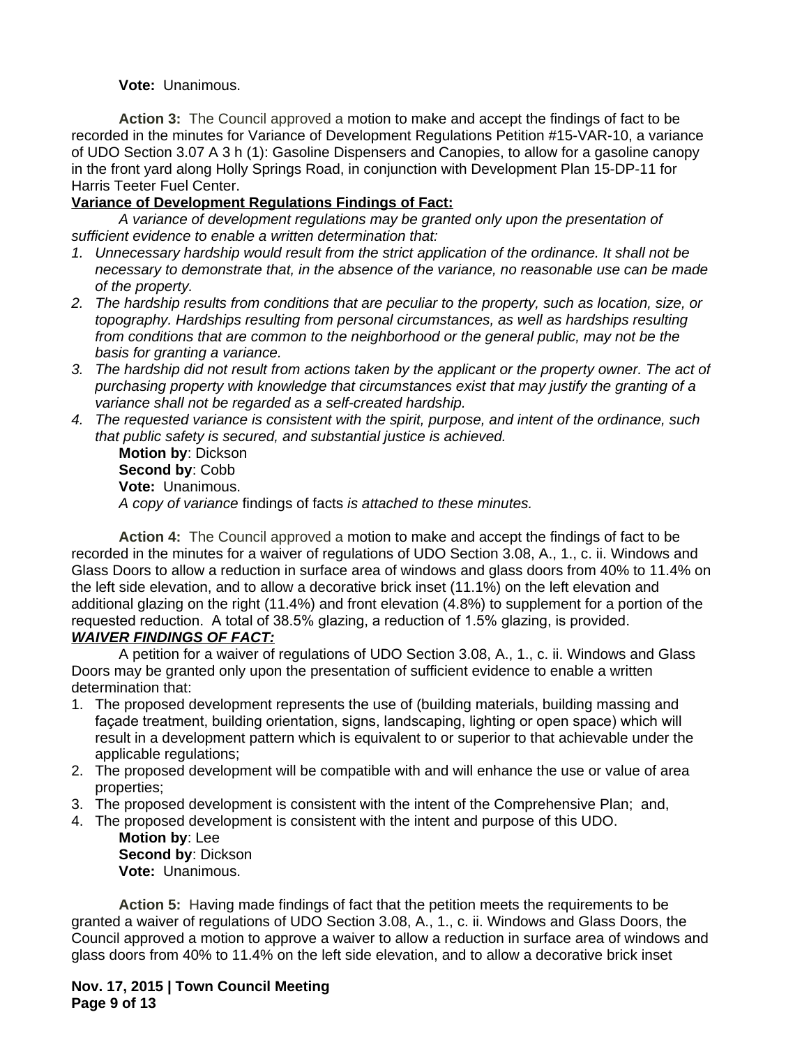**Vote:** Unanimous.

**Action 3:** The Council approved a motion to make and accept the findings of fact to be recorded in the minutes for Variance of Development Regulations Petition #15-VAR-10, a variance of UDO Section 3.07 A 3 h (1): Gasoline Dispensers and Canopies, to allow for a gasoline canopy in the front yard along Holly Springs Road, in conjunction with Development Plan 15-DP-11 for Harris Teeter Fuel Center.

**Variance of Development Regulations Findings of Fact:**

*A variance of development regulations may be granted only upon the presentation of sufficient evidence to enable a written determination that:*

1. *Unnecessary hardship would result from the strict application of the ordinance. It shall not be necessary to demonstrate that, in the absence of the variance, no reasonable use can be made of the property.*
2. *The hardship results from conditions that are peculiar to the property, such as location, size, or topography. Hardships resulting from personal circumstances, as well as hardships resulting from conditions that are common to the neighborhood or the general public, may not be the basis for granting a variance.*
3. *The hardship did not result from actions taken by the applicant or the property owner. The act of purchasing property with knowledge that circumstances exist that may justify the granting of a variance shall not be regarded as a self-created hardship.*
4. *The requested variance is consistent with the spirit, purpose, and intent of the ordinance, such that public safety is secured, and substantial justice is achieved.*

**Motion by**: Dickson
**Second by**: Cobb
**Vote:** Unanimous.
*A copy of variance* findings of facts *is attached to these minutes.*

**Action 4:** The Council approved a motion to make and accept the findings of fact to be recorded in the minutes for a waiver of regulations of UDO Section 3.08, A., 1., c. ii. Windows and Glass Doors to allow a reduction in surface area of windows and glass doors from 40% to 11.4% on the left side elevation, and to allow a decorative brick inset (11.1%) on the left elevation and additional glazing on the right (11.4%) and front elevation (4.8%) to supplement for a portion of the requested reduction. A total of 38.5% glazing, a reduction of 1.5% glazing, is provided.

***WAIVER FINDINGS OF FACT:***

A petition for a waiver of regulations of UDO Section 3.08, A., 1., c. ii. Windows and Glass Doors may be granted only upon the presentation of sufficient evidence to enable a written determination that:

1. The proposed development represents the use of (building materials, building massing and façade treatment, building orientation, signs, landscaping, lighting or open space) which will result in a development pattern which is equivalent to or superior to that achievable under the applicable regulations;
2. The proposed development will be compatible with and will enhance the use or value of area properties;
3. The proposed development is consistent with the intent of the Comprehensive Plan; and,
4. The proposed development is consistent with the intent and purpose of this UDO.

**Motion by**: Lee
**Second by**: Dickson
**Vote:** Unanimous.

**Action 5:** Having made findings of fact that the petition meets the requirements to be granted a waiver of regulations of UDO Section 3.08, A., 1., c. ii. Windows and Glass Doors, the Council approved a motion to approve a waiver to allow a reduction in surface area of windows and glass doors from 40% to 11.4% on the left side elevation, and to allow a decorative brick inset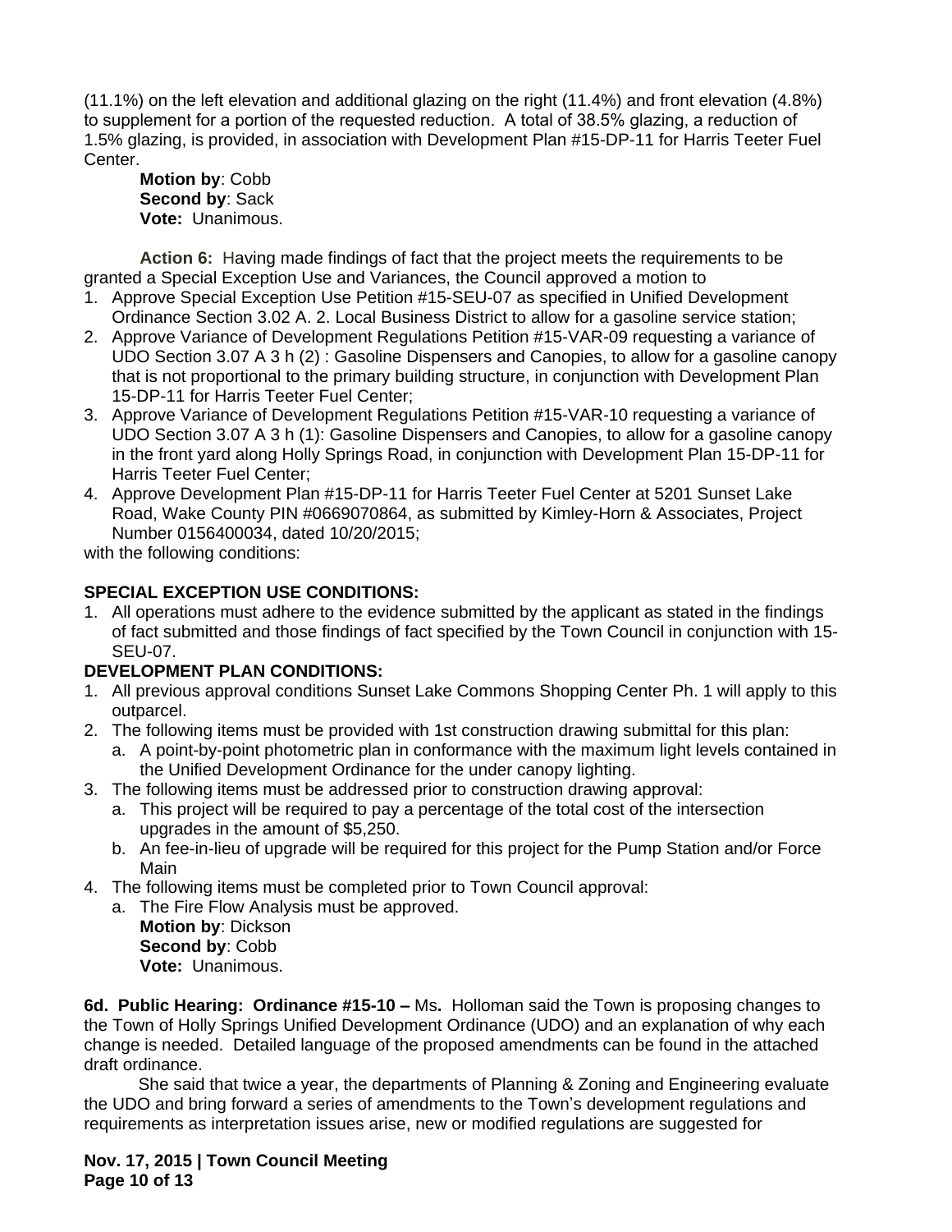(11.1%) on the left elevation and additional glazing on the right (11.4%) and front elevation (4.8%) to supplement for a portion of the requested reduction. A total of 38.5% glazing, a reduction of 1.5% glazing, is provided, in association with Development Plan #15-DP-11 for Harris Teeter Fuel Center.

**Motion by**: Cobb
**Second by**: Sack
**Vote:** Unanimous.

**Action 6:** Having made findings of fact that the project meets the requirements to be granted a Special Exception Use and Variances, the Council approved a motion to

1. Approve Special Exception Use Petition #15-SEU-07 as specified in Unified Development Ordinance Section 3.02 A. 2. Local Business District to allow for a gasoline service station;
2. Approve Variance of Development Regulations Petition #15-VAR-09 requesting a variance of UDO Section 3.07 A 3 h (2) : Gasoline Dispensers and Canopies, to allow for a gasoline canopy that is not proportional to the primary building structure, in conjunction with Development Plan 15-DP-11 for Harris Teeter Fuel Center;
3. Approve Variance of Development Regulations Petition #15-VAR-10 requesting a variance of UDO Section 3.07 A 3 h (1): Gasoline Dispensers and Canopies, to allow for a gasoline canopy in the front yard along Holly Springs Road, in conjunction with Development Plan 15-DP-11 for Harris Teeter Fuel Center;
4. Approve Development Plan #15-DP-11 for Harris Teeter Fuel Center at 5201 Sunset Lake Road, Wake County PIN #0669070864, as submitted by Kimley-Horn & Associates, Project Number 0156400034, dated 10/20/2015;

with the following conditions:

**SPECIAL EXCEPTION USE CONDITIONS:**

1. All operations must adhere to the evidence submitted by the applicant as stated in the findings of fact submitted and those findings of fact specified by the Town Council in conjunction with 15-SEU-07.

**DEVELOPMENT PLAN CONDITIONS:**

1. All previous approval conditions Sunset Lake Commons Shopping Center Ph. 1 will apply to this outparcel.
2. The following items must be provided with 1st construction drawing submittal for this plan:
   a. A point-by-point photometric plan in conformance with the maximum light levels contained in the Unified Development Ordinance for the under canopy lighting.
3. The following items must be addressed prior to construction drawing approval:
   a. This project will be required to pay a percentage of the total cost of the intersection upgrades in the amount of $5,250.
   b. An fee-in-lieu of upgrade will be required for this project for the Pump Station and/or Force Main
4. The following items must be completed prior to Town Council approval:
   a. The Fire Flow Analysis must be approved.

**Motion by**: Dickson
**Second by**: Cobb
**Vote:** Unanimous.

**6d. Public Hearing: Ordinance #15-10 –** Ms**.** Holloman said the Town is proposing changes to the Town of Holly Springs Unified Development Ordinance (UDO) and an explanation of why each change is needed. Detailed language of the proposed amendments can be found in the attached draft ordinance.

She said that twice a year, the departments of Planning & Zoning and Engineering evaluate the UDO and bring forward a series of amendments to the Town's development regulations and requirements as interpretation issues arise, new or modified regulations are suggested for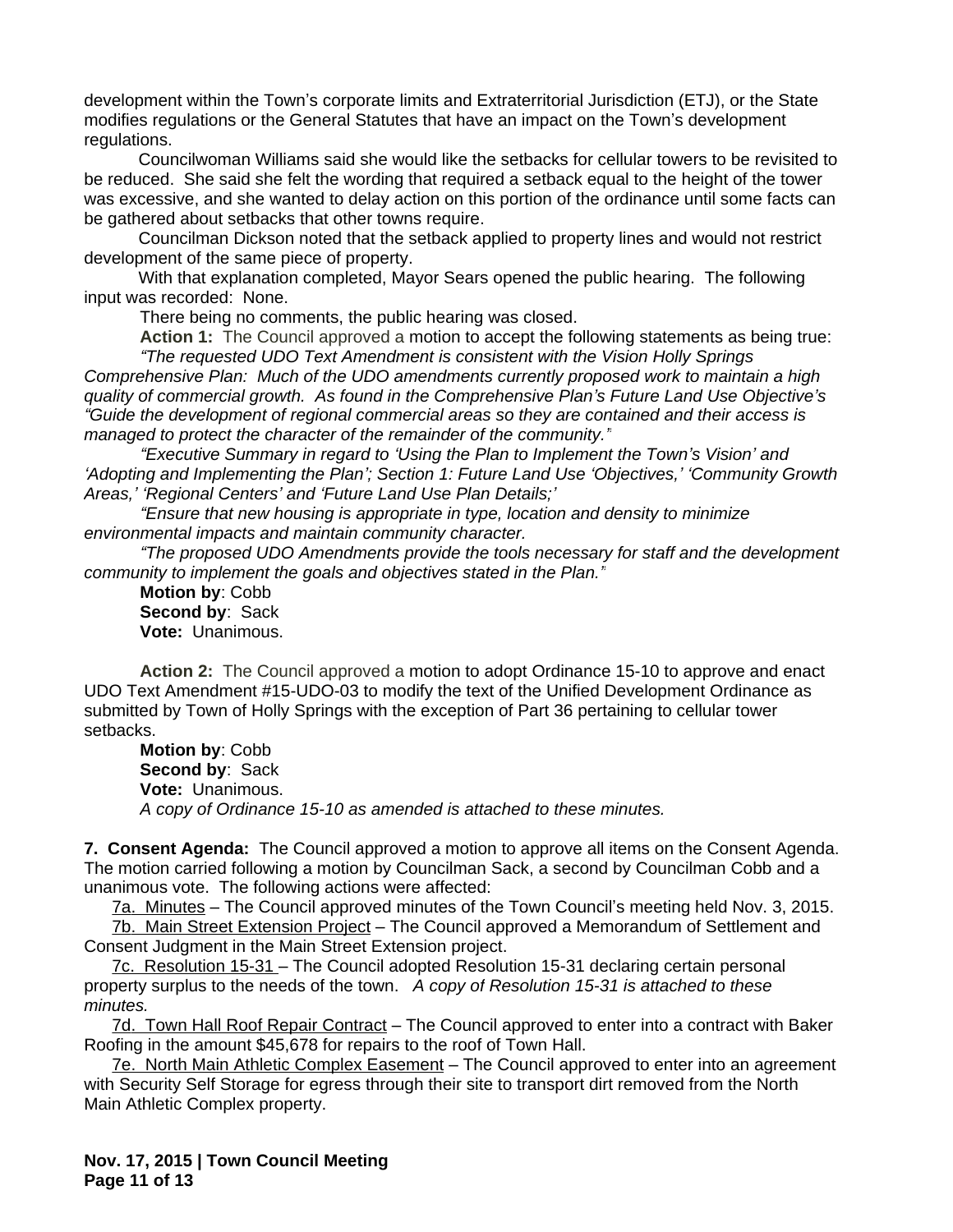development within the Town's corporate limits and Extraterritorial Jurisdiction (ETJ), or the State modifies regulations or the General Statutes that have an impact on the Town's development regulations.

Councilwoman Williams said she would like the setbacks for cellular towers to be revisited to be reduced. She said she felt the wording that required a setback equal to the height of the tower was excessive, and she wanted to delay action on this portion of the ordinance until some facts can be gathered about setbacks that other towns require.

Councilman Dickson noted that the setback applied to property lines and would not restrict development of the same piece of property.

With that explanation completed, Mayor Sears opened the public hearing. The following input was recorded: None.

There being no comments, the public hearing was closed.

**Action 1:** The Council approved a motion to accept the following statements as being true:

*"The requested UDO Text Amendment is consistent with the Vision Holly Springs Comprehensive Plan: Much of the UDO amendments currently proposed work to maintain a high quality of commercial growth. As found in the Comprehensive Plan's Future Land Use Objective's "Guide the development of regional commercial areas so they are contained and their access is managed to protect the character of the remainder of the community."*

*"Executive Summary in regard to 'Using the Plan to Implement the Town's Vision' and 'Adopting and Implementing the Plan'; Section 1: Future Land Use 'Objectives,' 'Community Growth Areas,' 'Regional Centers' and 'Future Land Use Plan Details;'*

*"Ensure that new housing is appropriate in type, location and density to minimize environmental impacts and maintain community character.*

*"The proposed UDO Amendments provide the tools necessary for staff and the development community to implement the goals and objectives stated in the Plan."*

**Motion by**: Cobb
**Second by**: Sack
**Vote:** Unanimous.

**Action 2:** The Council approved a motion to adopt Ordinance 15-10 to approve and enact UDO Text Amendment #15-UDO-03 to modify the text of the Unified Development Ordinance as submitted by Town of Holly Springs with the exception of Part 36 pertaining to cellular tower setbacks.

**Motion by**: Cobb
**Second by**: Sack
**Vote:** Unanimous.
*A copy of Ordinance 15-10 as amended is attached to these minutes.*

**7. Consent Agenda:** The Council approved a motion to approve all items on the Consent Agenda. The motion carried following a motion by Councilman Sack, a second by Councilman Cobb and a unanimous vote. The following actions were affected:

7a. Minutes – The Council approved minutes of the Town Council's meeting held Nov. 3, 2015.

7b. Main Street Extension Project – The Council approved a Memorandum of Settlement and Consent Judgment in the Main Street Extension project.

7c. Resolution 15-31 – The Council adopted Resolution 15-31 declaring certain personal property surplus to the needs of the town. *A copy of Resolution 15-31 is attached to these minutes.*

7d. Town Hall Roof Repair Contract – The Council approved to enter into a contract with Baker Roofing in the amount $45,678 for repairs to the roof of Town Hall.

7e. North Main Athletic Complex Easement – The Council approved to enter into an agreement with Security Self Storage for egress through their site to transport dirt removed from the North Main Athletic Complex property.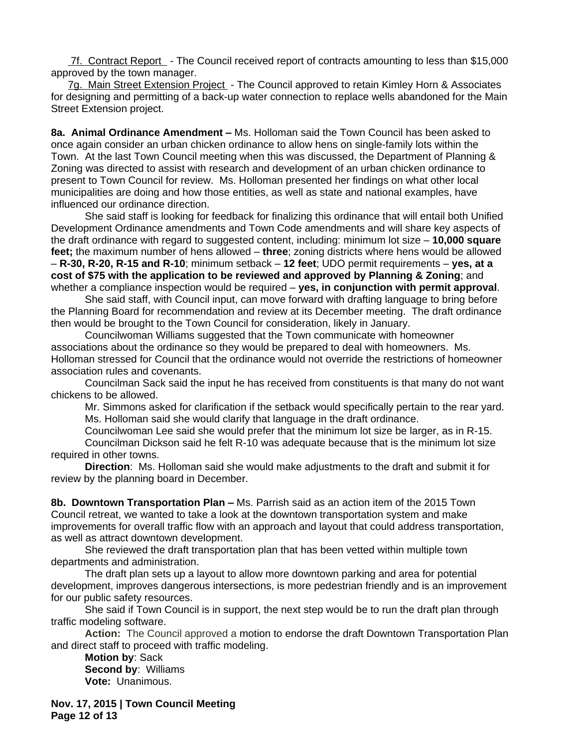7f. Contract Report - The Council received report of contracts amounting to less than $15,000 approved by the town manager.

7g. Main Street Extension Project - The Council approved to retain Kimley Horn & Associates for designing and permitting of a back-up water connection to replace wells abandoned for the Main Street Extension project.

**8a. Animal Ordinance Amendment –** Ms. Holloman said the Town Council has been asked to once again consider an urban chicken ordinance to allow hens on single-family lots within the Town. At the last Town Council meeting when this was discussed, the Department of Planning & Zoning was directed to assist with research and development of an urban chicken ordinance to present to Town Council for review. Ms. Holloman presented her findings on what other local municipalities are doing and how those entities, as well as state and national examples, have influenced our ordinance direction.

She said staff is looking for feedback for finalizing this ordinance that will entail both Unified Development Ordinance amendments and Town Code amendments and will share key aspects of the draft ordinance with regard to suggested content, including: minimum lot size – **10,000 square feet;** the maximum number of hens allowed – **three**; zoning districts where hens would be allowed – **R-30, R-20, R-15 and R-10**; minimum setback – **12 feet**; UDO permit requirements – **yes, at a cost of $75 with the application to be reviewed and approved by Planning & Zoning**; and whether a compliance inspection would be required – **yes, in conjunction with permit approval**.

She said staff, with Council input, can move forward with drafting language to bring before the Planning Board for recommendation and review at its December meeting. The draft ordinance then would be brought to the Town Council for consideration, likely in January.

Councilwoman Williams suggested that the Town communicate with homeowner associations about the ordinance so they would be prepared to deal with homeowners. Ms. Holloman stressed for Council that the ordinance would not override the restrictions of homeowner association rules and covenants.

Councilman Sack said the input he has received from constituents is that many do not want chickens to be allowed.

Mr. Simmons asked for clarification if the setback would specifically pertain to the rear yard. Ms. Holloman said she would clarify that language in the draft ordinance.

Councilwoman Lee said she would prefer that the minimum lot size be larger, as in R-15.

Councilman Dickson said he felt R-10 was adequate because that is the minimum lot size required in other towns.

**Direction**: Ms. Holloman said she would make adjustments to the draft and submit it for review by the planning board in December.

**8b. Downtown Transportation Plan –** Ms. Parrish said as an action item of the 2015 Town Council retreat, we wanted to take a look at the downtown transportation system and make improvements for overall traffic flow with an approach and layout that could address transportation, as well as attract downtown development.

She reviewed the draft transportation plan that has been vetted within multiple town departments and administration.

The draft plan sets up a layout to allow more downtown parking and area for potential development, improves dangerous intersections, is more pedestrian friendly and is an improvement for our public safety resources.

She said if Town Council is in support, the next step would be to run the draft plan through traffic modeling software.

**Action:** The Council approved a motion to endorse the draft Downtown Transportation Plan and direct staff to proceed with traffic modeling.

**Motion by**: Sack
**Second by**: Williams
**Vote:** Unanimous.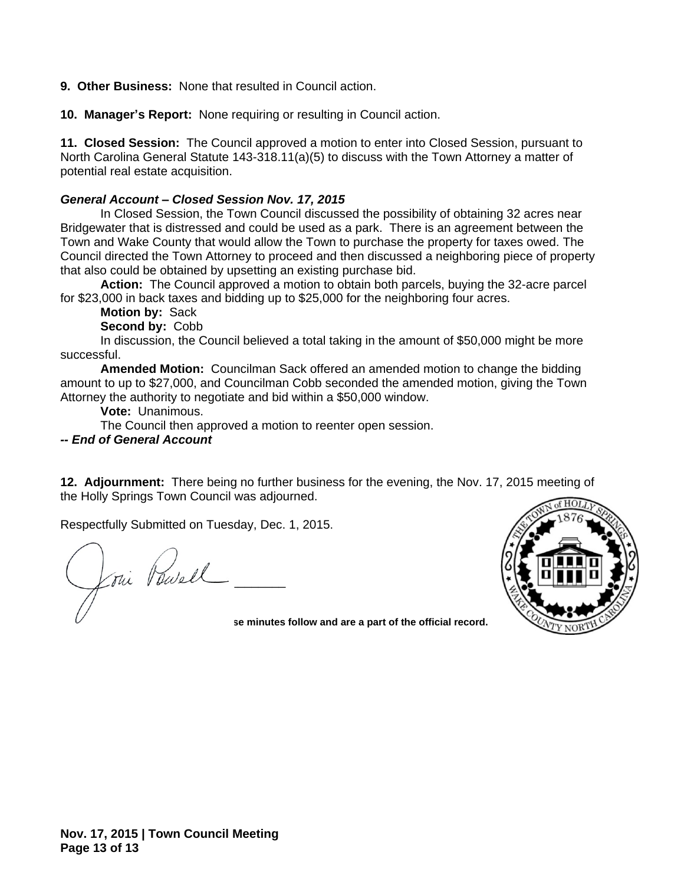**9. Other Business:** None that resulted in Council action.

**10. Manager's Report:** None requiring or resulting in Council action.

**11. Closed Session:** The Council approved a motion to enter into Closed Session, pursuant to North Carolina General Statute 143-318.11(a)(5) to discuss with the Town Attorney a matter of potential real estate acquisition.

***General Account – Closed Session Nov. 17, 2015***

In Closed Session, the Town Council discussed the possibility of obtaining 32 acres near Bridgewater that is distressed and could be used as a park. There is an agreement between the Town and Wake County that would allow the Town to purchase the property for taxes owed. The Council directed the Town Attorney to proceed and then discussed a neighboring piece of property that also could be obtained by upsetting an existing purchase bid.

**Action:** The Council approved a motion to obtain both parcels, buying the 32-acre parcel for $23,000 in back taxes and bidding up to $25,000 for the neighboring four acres.

**Motion by:** Sack

**Second by:** Cobb

In discussion, the Council believed a total taking in the amount of $50,000 might be more successful.

**Amended Motion:** Councilman Sack offered an amended motion to change the bidding amount to up to $27,000, and Councilman Cobb seconded the amended motion, giving the Town Attorney the authority to negotiate and bid within a $50,000 window.

**Vote:** Unanimous.

The Council then approved a motion to reenter open session.

***-- End of General Account***

**12. Adjournment:** There being no further business for the evening, the Nov. 17, 2015 meeting of the Holly Springs Town Council was adjourned.

Respectfully Submitted on Tuesday, Dec. 1, 2015.

Joni Powell ______

**se minutes follow and are a part of the official record.**

THE TOWN of HOLLY SPRINGS 1876 WAKE COUNTY NORTH CAROLINA